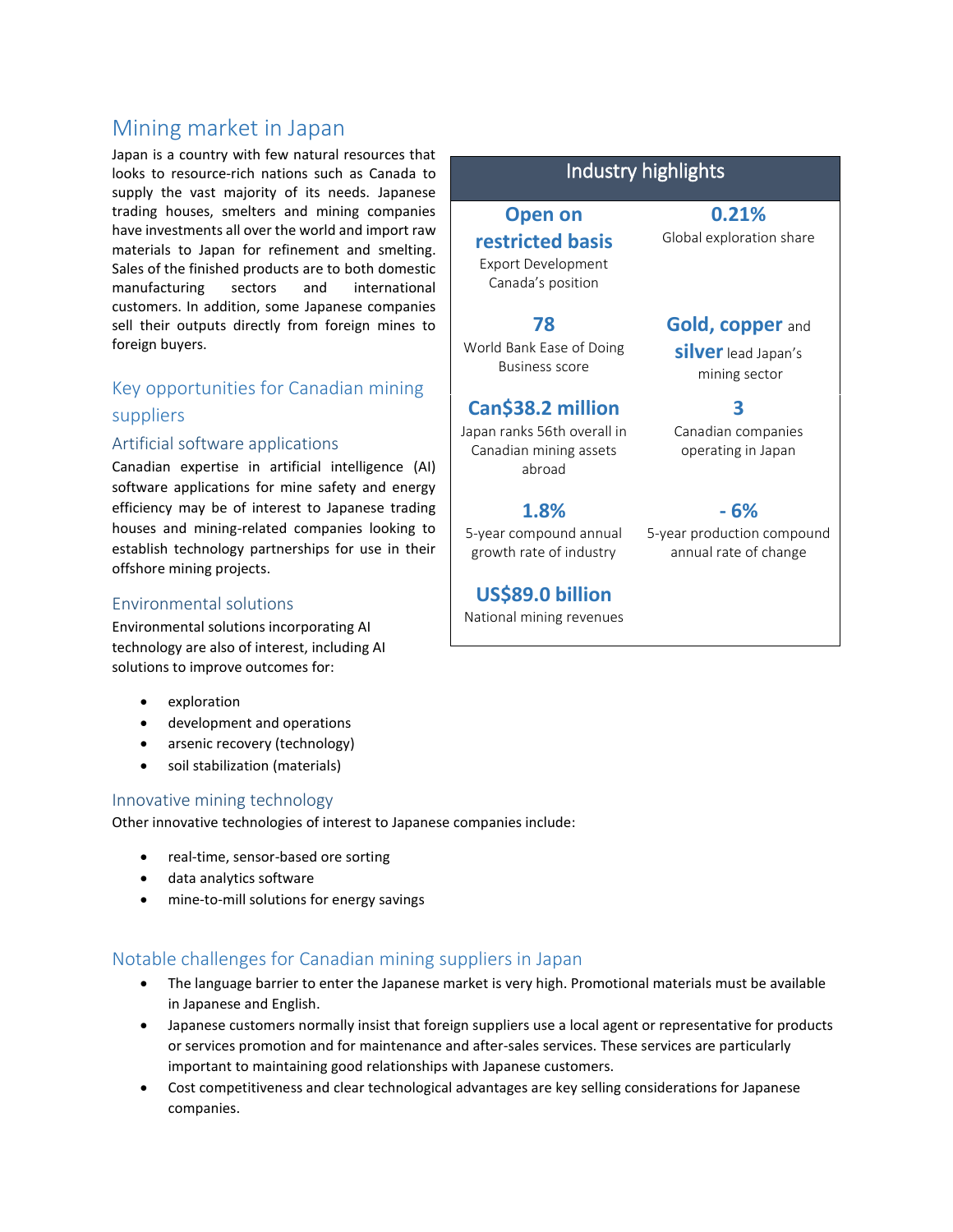# Mining market in Japan

Japan is a country with few natural resources that looks to resource-rich nations such as Canada to supply the vast majority of its needs. Japanese trading houses, smelters and mining companies have investments all over the world and import raw materials to Japan for refinement and smelting. Sales of the finished products are to both domestic manufacturing sectors and international customers. In addition, some Japanese companies sell their outputs directly from foreign mines to foreign buyers.

## Industry highlights

| | |
|---|---|
| **Open on restricted basis** Export Development Canada's position | **0.21%** Global exploration share |
| **78** World Bank Ease of Doing Business score | **Gold, copper** and **silver** lead Japan's mining sector |
| **Can$38.2 million** Japan ranks 56th overall in Canadian mining assets abroad | **3** Canadian companies operating in Japan |
| **1.8%** 5-year compound annual growth rate of industry | **- 6%** 5-year production compound annual rate of change |
| **US$89.0 billion** National mining revenues | |

## Key opportunities for Canadian mining suppliers

### Artificial software applications

Canadian expertise in artificial intelligence (AI) software applications for mine safety and energy efficiency may be of interest to Japanese trading houses and mining-related companies looking to establish technology partnerships for use in their offshore mining projects.

### Environmental solutions

Environmental solutions incorporating AI technology are also of interest, including AI solutions to improve outcomes for:

- exploration
- development and operations
- arsenic recovery (technology)
- soil stabilization (materials)

### Innovative mining technology

Other innovative technologies of interest to Japanese companies include:

- real-time, sensor-based ore sorting
- data analytics software
- mine-to-mill solutions for energy savings

## Notable challenges for Canadian mining suppliers in Japan

- The language barrier to enter the Japanese market is very high. Promotional materials must be available in Japanese and English.
- Japanese customers normally insist that foreign suppliers use a local agent or representative for products or services promotion and for maintenance and after-sales services. These services are particularly important to maintaining good relationships with Japanese customers.
- Cost competitiveness and clear technological advantages are key selling considerations for Japanese companies.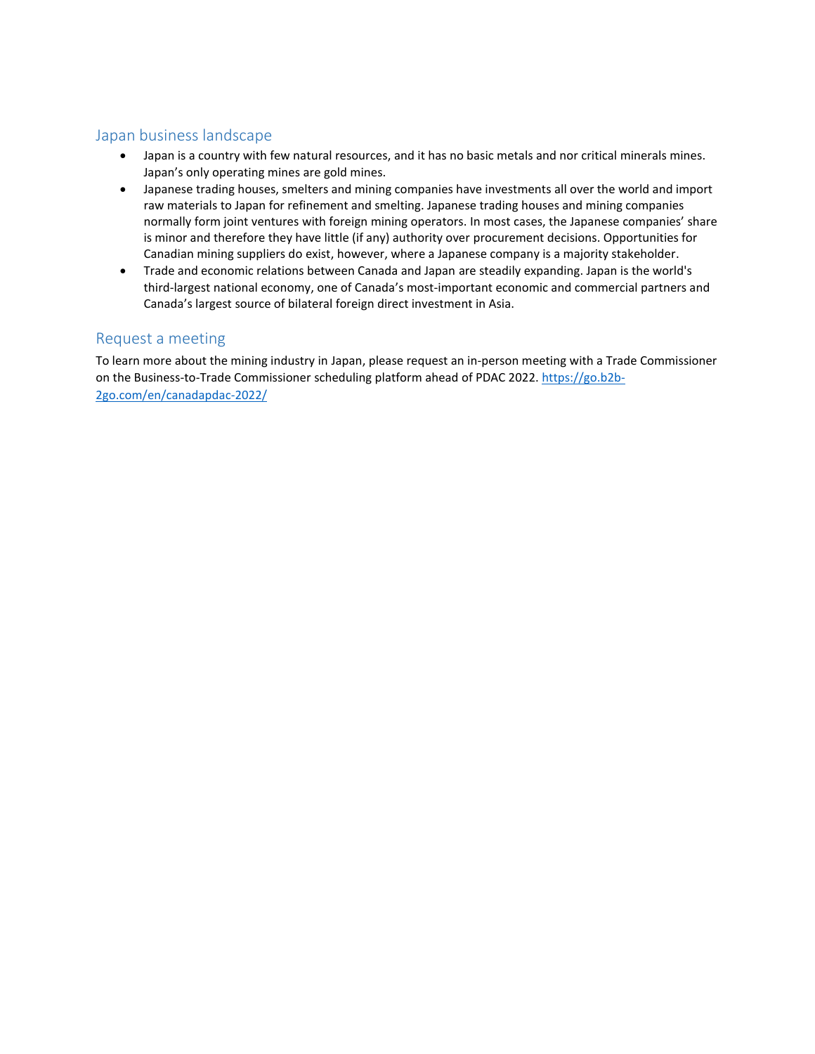## Japan business landscape

- Japan is a country with few natural resources, and it has no basic metals and nor critical minerals mines. Japan's only operating mines are gold mines.
- Japanese trading houses, smelters and mining companies have investments all over the world and import raw materials to Japan for refinement and smelting. Japanese trading houses and mining companies normally form joint ventures with foreign mining operators. In most cases, the Japanese companies' share is minor and therefore they have little (if any) authority over procurement decisions. Opportunities for Canadian mining suppliers do exist, however, where a Japanese company is a majority stakeholder.
- Trade and economic relations between Canada and Japan are steadily expanding. Japan is the world's third-largest national economy, one of Canada's most-important economic and commercial partners and Canada's largest source of bilateral foreign direct investment in Asia.

## Request a meeting

To learn more about the mining industry in Japan, please request an in-person meeting with a Trade Commissioner on the Business-to-Trade Commissioner scheduling platform ahead of PDAC 2022. [https://go.b2b-2go.com/en/canadapdac-2022/](https://go.b2b-2go.com/en/canadapdac-2022/)